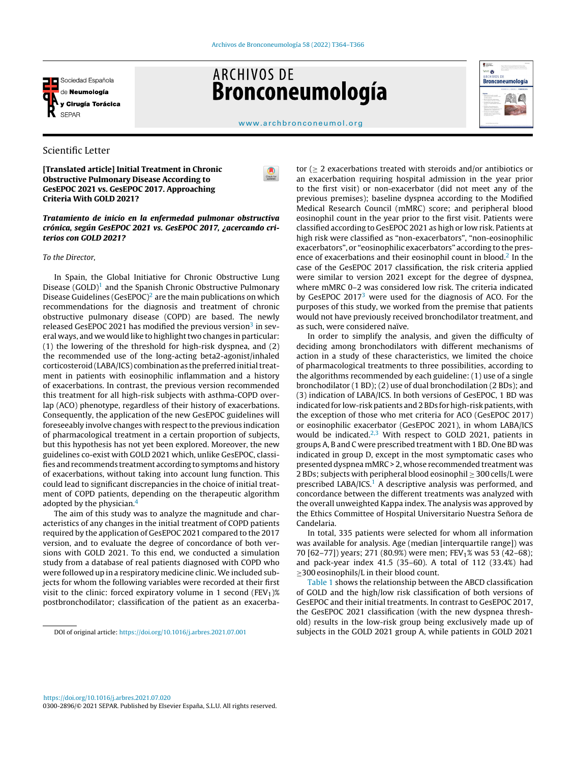Scientific Letter

**[Translated article] Initial Treatment in Chronic Obstructive Pulmonary Disease According to GesEPOC 2021 vs. GesEPOC 2017. Approaching Criteria With GOLD 2021?**

***Tratamiento de inicio en la enfermedad pulmonar obstructiva crónica, según GesEPOC 2021 vs. GesEPOC 2017, ¿acercando criterios con GOLD 2021?***

*To the Director,*

In Spain, the Global Initiative for Chronic Obstructive Lung Disease (GOLD)[1] and the Spanish Chronic Obstructive Pulmonary Disease Guidelines (GesEPOC)[2] are the main publications on which recommendations for the diagnosis and treatment of chronic obstructive pulmonary disease (COPD) are based. The newly released GesEPOC 2021 has modified the previous version[3] in several ways, and we would like to highlight two changes in particular: (1) the lowering of the threshold for high-risk dyspnea, and (2) the recommended use of the long-acting beta2-agonist/inhaled corticosteroid (LABA/ICS) combination as the preferred initial treatment in patients with eosinophilic inflammation and a history of exacerbations. In contrast, the previous version recommended this treatment for all high-risk subjects with asthma-COPD overlap (ACO) phenotype, regardless of their history of exacerbations. Consequently, the application of the new GesEPOC guidelines will foreseeably involve changes with respect to the previous indication of pharmacological treatment in a certain proportion of subjects, but this hypothesis has not yet been explored. Moreover, the new guidelines co-exist with GOLD 2021 which, unlike GesEPOC, classifies and recommends treatment according to symptoms and history of exacerbations, without taking into account lung function. This could lead to significant discrepancies in the choice of initial treatment of COPD patients, depending on the therapeutic algorithm adopted by the physician.[4]

The aim of this study was to analyze the magnitude and characteristics of any changes in the initial treatment of COPD patients required by the application of GesEPOC 2021 compared to the 2017 version, and to evaluate the degree of concordance of both versions with GOLD 2021. To this end, we conducted a simulation study from a database of real patients diagnosed with COPD who were followed up in a respiratory medicine clinic. We included subjects for whom the following variables were recorded at their first visit to the clinic: forced expiratory volume in 1 second ($FEV_1$)% postbronchodilator; classification of the patient as an exacerbator ($\geq$ 2 exacerbations treated with steroids and/or antibiotics or an exacerbation requiring hospital admission in the year prior to the first visit) or non-exacerbator (did not meet any of the previous premises); baseline dyspnea according to the Modified Medical Research Council (mMRC) score; and peripheral blood eosinophil count in the year prior to the first visit. Patients were classified according to GesEPOC 2021 as high or low risk. Patients at high risk were classified as "non-exacerbators", "non-eosinophilic exacerbators", or "eosinophilic exacerbators" according to the presence of exacerbations and their eosinophil count in blood.[2] In the case of the GesEPOC 2017 classification, the risk criteria applied were similar to version 2021 except for the degree of dyspnea, where mMRC 0–2 was considered low risk. The criteria indicated by GesEPOC 2017[3] were used for the diagnosis of ACO. For the purposes of this study, we worked from the premise that patients would not have previously received bronchodilator treatment, and as such, were considered naïve.

In order to simplify the analysis, and given the difficulty of deciding among bronchodilators with different mechanisms of action in a study of these characteristics, we limited the choice of pharmacological treatments to three possibilities, according to the algorithms recommended by each guideline: (1) use of a single bronchodilator (1 BD); (2) use of dual bronchodilation (2 BDs); and (3) indication of LABA/ICS. In both versions of GesEPOC, 1 BD was indicated for low-risk patients and 2 BDs for high-risk patients, with the exception of those who met criteria for ACO (GesEPOC 2017) or eosinophilic exacerbator (GesEPOC 2021), in whom LABA/ICS would be indicated.[2,3] With respect to GOLD 2021, patients in groups A, B and C were prescribed treatment with 1 BD. One BD was indicated in group D, except in the most symptomatic cases who presented dyspnea mMRC > 2, whose recommended treatment was 2 BDs; subjects with peripheral blood eosinophil $\geq$ 300 cells/L were prescribed LABA/ICS.[1] A descriptive analysis was performed, and concordance between the different treatments was analyzed with the overall unweighted Kappa index. The analysis was approved by the Ethics Committee of Hospital Universitario Nuestra Señora de Candelaria.

In total, 335 patients were selected for whom all information was available for analysis. Age (median [interquartile range]) was 70 [62–77]) years; 271 (80.9%) were men; $FEV_1$% was 53 (42–68); and pack-year index 41.5 (35–60). A total of 112 (33.4%) had $\geq$300 eosinophils/L in their blood count.

Table 1 shows the relationship between the ABCD classification of GOLD and the high/low risk classification of both versions of GesEPOC and their initial treatments. In contrast to GesEPOC 2017, the GesEPOC 2021 classification (with the new dyspnea threshold) results in the low-risk group being exclusively made up of subjects in the GOLD 2021 group A, while patients in GOLD 2021

DOI of original article: https://doi.org/10.1016/j.arbres.2021.07.001

https://doi.org/10.1016/j.arbres.2021.07.020
0300-2896/© 2021 SEPAR. Published by Elsevier España, S.L.U. All rights reserved.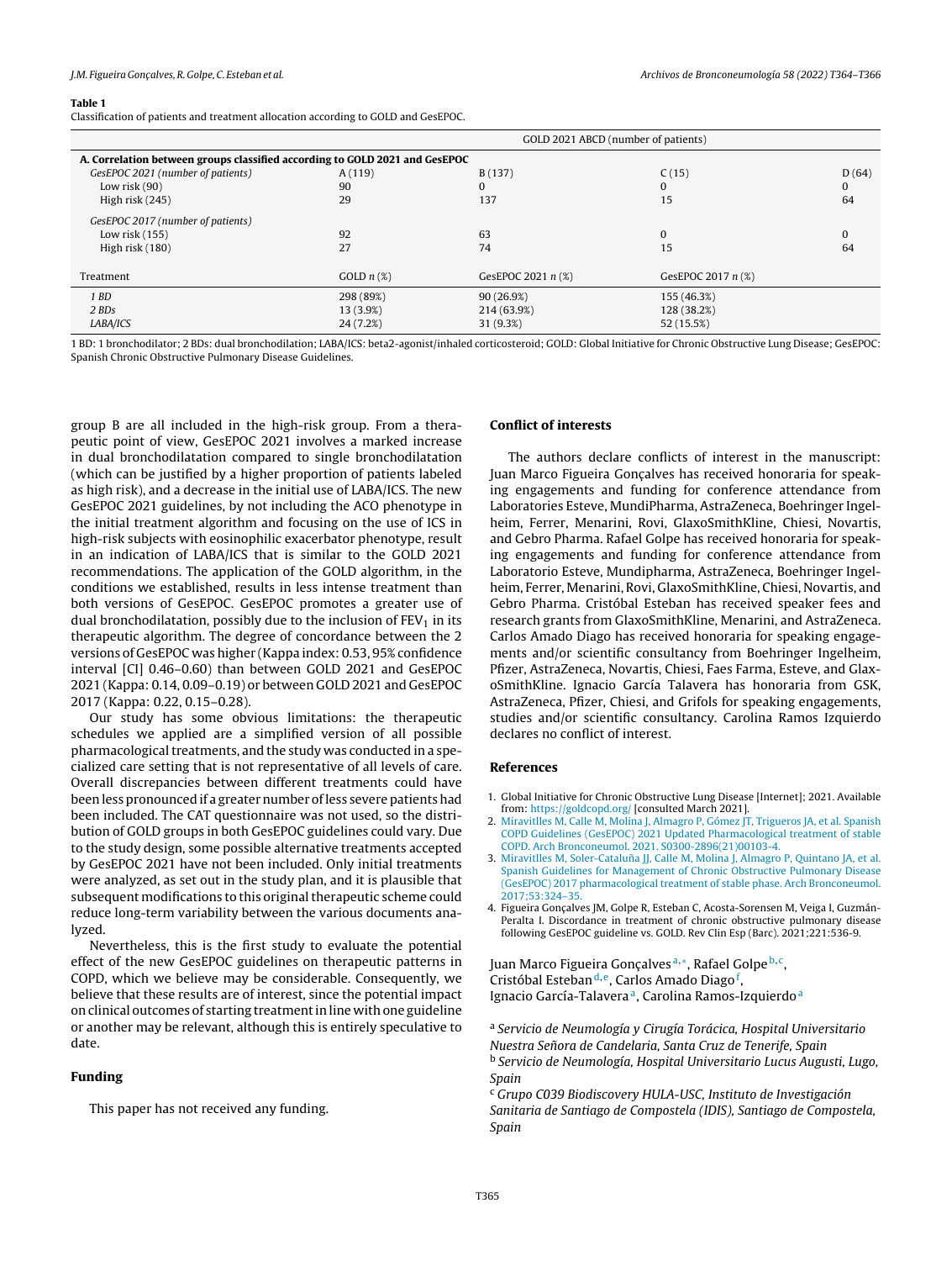**Table 1**
Classification of patients and treatment allocation according to GOLD and GesEPOC.

| | GOLD 2021 ABCD (number of patients) | | | |
|---|---|---|---|---|
| **A. Correlation between groups classified according to GOLD 2021 and GesEPOC** | | | | |
| *GesEPOC 2021 (number of patients)* | A (119) | B (137) | C (15) | D (64) |
| Low risk (90) | 90 | 0 | 0 | 0 |
| High risk (245) | 29 | 137 | 15 | 64 |
| *GesEPOC 2017 (number of patients)* | | | | |
| Low risk (155) | 92 | 63 | 0 | 0 |
| High risk (180) | 27 | 74 | 15 | 64 |
| Treatment | GOLD *n* (%) | GesEPOC 2021 *n* (%) | GesEPOC 2017 *n* (%) | |
| *1 BD* | 298 (89%) | 90 (26.9%) | 155 (46.3%) | |
| *2 BDs* | 13 (3.9%) | 214 (63.9%) | 128 (38.2%) | |
| *LABA/ICS* | 24 (7.2%) | 31 (9.3%) | 52 (15.5%) | |

1 BD: 1 bronchodilator; 2 BDs: dual bronchodilation; LABA/ICS: beta2-agonist/inhaled corticosteroid; GOLD: Global Initiative for Chronic Obstructive Lung Disease; GesEPOC: Spanish Chronic Obstructive Pulmonary Disease Guidelines.

group B are all included in the high-risk group. From a therapeutic point of view, GesEPOC 2021 involves a marked increase in dual bronchodilatation compared to single bronchodilatation (which can be justified by a higher proportion of patients labeled as high risk), and a decrease in the initial use of LABA/ICS. The new GesEPOC 2021 guidelines, by not including the ACO phenotype in the initial treatment algorithm and focusing on the use of ICS in high-risk subjects with eosinophilic exacerbator phenotype, result in an indication of LABA/ICS that is similar to the GOLD 2021 recommendations. The application of the GOLD algorithm, in the conditions we established, results in less intense treatment than both versions of GesEPOC. GesEPOC promotes a greater use of dual bronchodilatation, possibly due to the inclusion of $FEV_1$ in its therapeutic algorithm. The degree of concordance between the 2 versions of GesEPOC was higher (Kappa index: 0.53, 95% confidence interval [CI] 0.46–0.60) than between GOLD 2021 and GesEPOC 2021 (Kappa: 0.14, 0.09–0.19) or between GOLD 2021 and GesEPOC 2017 (Kappa: 0.22, 0.15–0.28).

Our study has some obvious limitations: the therapeutic schedules we applied are a simplified version of all possible pharmacological treatments, and the study was conducted in a specialized care setting that is not representative of all levels of care. Overall discrepancies between different treatments could have been less pronounced if a greater number of less severe patients had been included. The CAT questionnaire was not used, so the distribution of GOLD groups in both GesEPOC guidelines could vary. Due to the study design, some possible alternative treatments accepted by GesEPOC 2021 have not been included. Only initial treatments were analyzed, as set out in the study plan, and it is plausible that subsequent modifications to this original therapeutic scheme could reduce long-term variability between the various documents analyzed.

Nevertheless, this is the first study to evaluate the potential effect of the new GesEPOC guidelines on therapeutic patterns in COPD, which we believe may be considerable. Consequently, we believe that these results are of interest, since the potential impact on clinical outcomes of starting treatment in line with one guideline or another may be relevant, although this is entirely speculative to date.

## Funding

This paper has not received any funding.

## Conflict of interests

The authors declare conflicts of interest in the manuscript: Juan Marco Figueira Gonçalves has received honoraria for speaking engagements and funding for conference attendance from Laboratories Esteve, MundiPharma, AstraZeneca, Boehringer Ingelheim, Ferrer, Menarini, Rovi, GlaxoSmithKline, Chiesi, Novartis, and Gebro Pharma. Rafael Golpe has received honoraria for speaking engagements and funding for conference attendance from Laboratorio Esteve, Mundipharma, AstraZeneca, Boehringer Ingelheim, Ferrer, Menarini, Rovi, GlaxoSmithKline, Chiesi, Novartis, and Gebro Pharma. Cristóbal Esteban has received speaker fees and research grants from GlaxoSmithKline, Menarini, and AstraZeneca. Carlos Amado Diago has received honoraria for speaking engagements and/or scientific consultancy from Boehringer Ingelheim, Pfizer, AstraZeneca, Novartis, Chiesi, Faes Farma, Esteve, and GlaxoSmithKline. Ignacio García Talavera has honoraria from GSK, AstraZeneca, Pfizer, Chiesi, and Grifols for speaking engagements, studies and/or scientific consultancy. Carolina Ramos Izquierdo declares no conflict of interest.

## References

1. Global Initiative for Chronic Obstructive Lung Disease [Internet]; 2021. Available from: https://goldcopd.org/ [consulted March 2021].
2. Miravitlles M, Calle M, Molina J, Almagro P, Gómez JT, Trigueros JA, et al. Spanish COPD Guidelines (GesEPOC) 2021 Updated Pharmacological treatment of stable COPD. Arch Bronconeumol. 2021. S0300-2896(21)00103-4.
3. Miravitlles M, Soler-Cataluña JJ, Calle M, Molina J, Almagro P, Quintano JA, et al. Spanish Guidelines for Management of Chronic Obstructive Pulmonary Disease (GesEPOC) 2017 pharmacological treatment of stable phase. Arch Bronconeumol. 2017;53:324–35.
4. Figueira Gonçalves JM, Golpe R, Esteban C, Acosta-Sorensen M, Veiga I, Guzmán-Peralta I. Discordance in treatment of chronic obstructive pulmonary disease following GesEPOC guideline vs. GOLD. Rev Clin Esp (Barc). 2021;221:536-9.

Juan Marco Figueira Gonçalves[a,*], Rafael Golpe[b,c], Cristóbal Esteban[d,e], Carlos Amado Diago[f], Ignacio García-Talavera[a], Carolina Ramos-Izquierdo[a]

[a] *Servicio de Neumología y Cirugía Torácica, Hospital Universitario Nuestra Señora de Candelaria, Santa Cruz de Tenerife, Spain*
[b] *Servicio de Neumología, Hospital Universitario Lucus Augusti, Lugo, Spain*
[c] *Grupo C039 Biodiscovery HULA-USC, Instituto de Investigación Sanitaria de Santiago de Compostela (IDIS), Santiago de Compostela, Spain*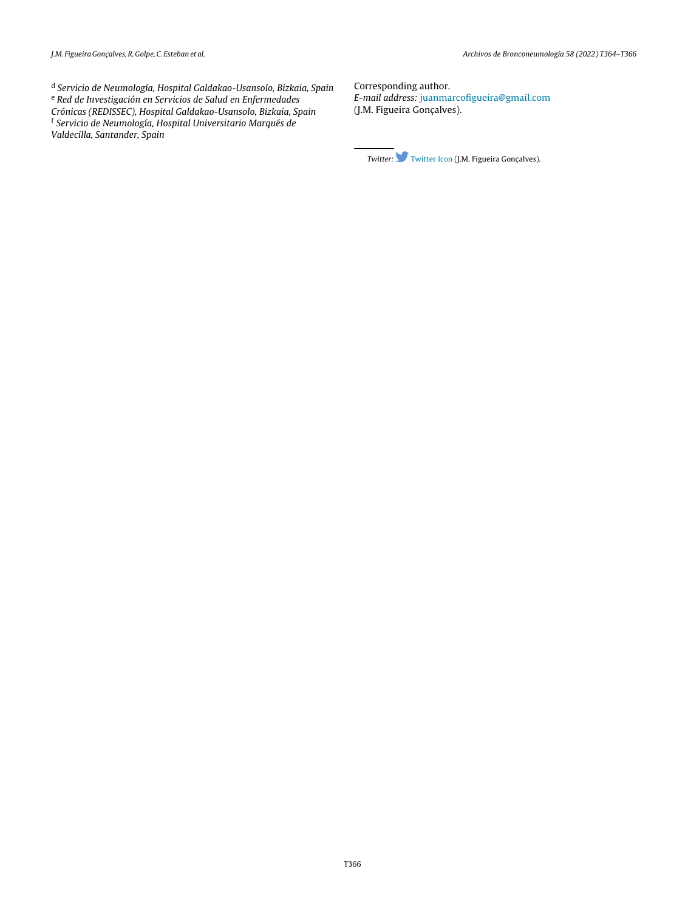[d] *Servicio de Neumología, Hospital Galdakao-Usansolo, Bizkaia, Spain*
[e] *Red de Investigación en Servicios de Salud en Enfermedades Crónicas (REDISSEC), Hospital Galdakao-Usansolo, Bizkaia, Spain*
[f] *Servicio de Neumología, Hospital Universitario Marqués de Valdecilla, Santander, Spain*

Corresponding author.
*E-mail address:* juanmarcofigueira@gmail.com
(J.M. Figueira Gonçalves).

*Twitter:* Twitter Icon (J.M. Figueira Gonçalves).